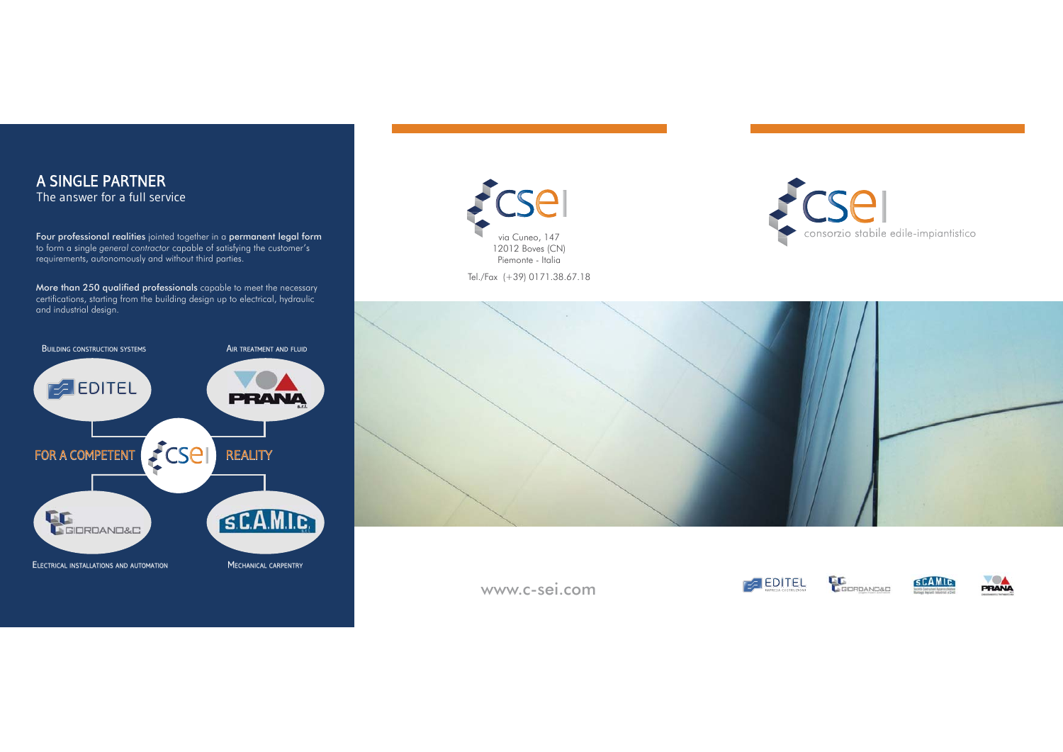## A SINGLE PARTNER

The answer for a full service

**Four professional realities** jointed together in a **permanent legal form** to form a single *general contractor* capable of satisfying the customer's requirements, autonomously and without third parties.

**More than 250 qualified professionals** capable to meet the necessary certifications, starting from the building design up to electrical, hydraulic and industrial design.

BUILDING CONSTRUCTION SYSTEMS — EDITEL

AIR TREATMENT AND FLUID — PRANA s.r.l.

FOR A COMPETENT CSEI REALITY

ELECTRICAL INSTALLATIONS AND AUTOMATION — GIORDANO&C

MECHANICAL CARPENTRY — S.C.A.M.I.C.

CSEI

via Cuneo, 147
12012 Boves (CN)
Piemonte - Italia

Tel./Fax (+39) 0171.38.67.18

CSEI
consorzio stabile edile-impiantistico

www.c-sei.com

EDITEL IMPRESA COSTRUZIONI — GIORDANO&C — S.C.A.M.I.C. — PRANA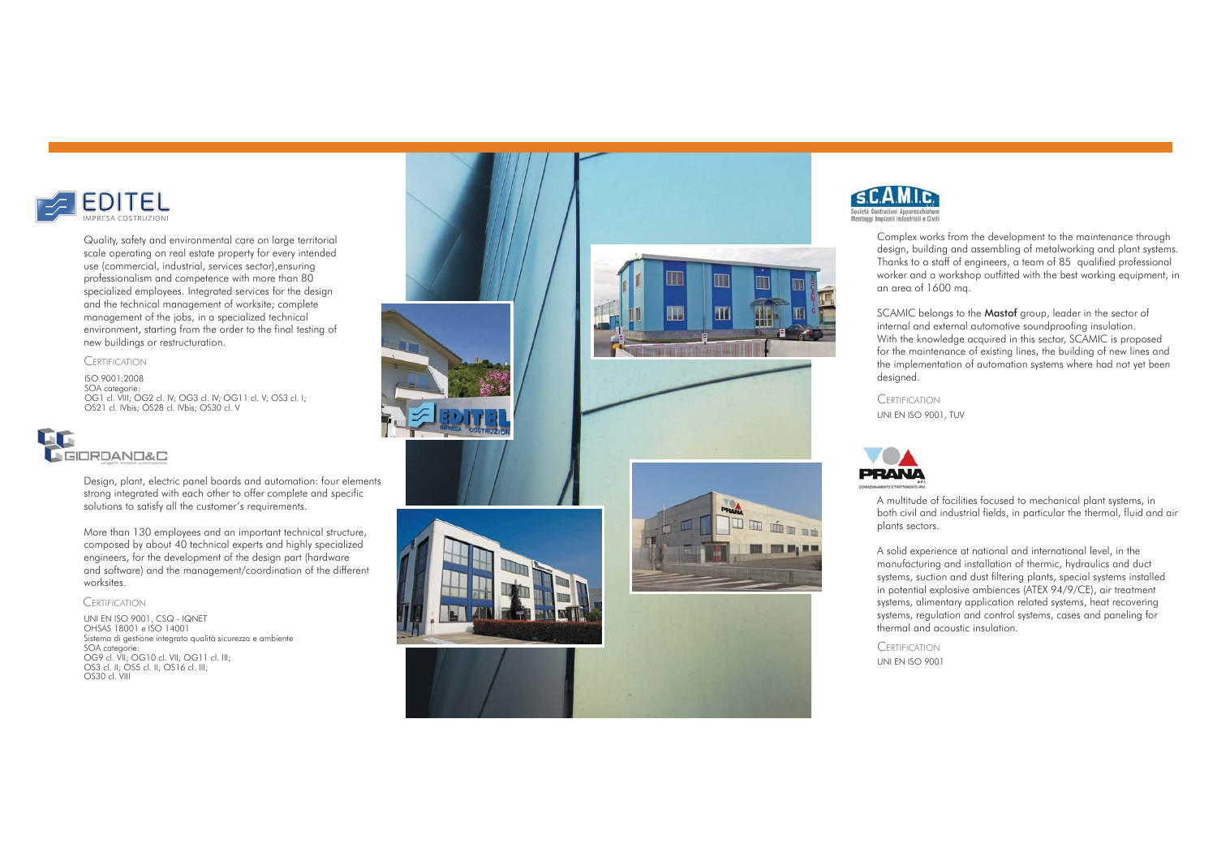## EDITEL

IMPRESA COSTRUZIONI

Quality, safety and environmental care on large territorial scale operating on real estate property for every intended use (commercial, industrial, services sector),ensuring professionalism and competence with more than 80 specialized employees. Integrated services for the design and the technical management of worksite; complete management of the jobs, in a specialized technical environment, starting from the order to the final testing of new buildings or restructuration.

CERTIFICATION

ISO 9001:2008
SOA categorie:
OG1 cl. VIII; OG2 cl. IV; OG3 cl. IV; OG11 cl. V; OS3 cl. I;
OS21 cl. IVbis; OS28 cl. IVbis; OS30 cl. V

## GIORDANO&C

Design, plant, electric panel boards and automation: four elements strong integrated with each other to offer complete and specific solutions to satisfy all the customer's requirements.

More than 130 employees and an important technical structure, composed by about 40 technical experts and highly specialized engineers, for the development of the design part (hardware and software) and the management/coordination of the different worksites.

CERTIFICATION

UNI EN ISO 9001, CSQ - IQNET
OHSAS 18001 e ISO 14001
Sistema di gestione integrato qualità sicurezza e ambiente
SOA categorie:
OG9 cl. VII; OG10 cl. VII; OG11 cl. III;
OS3 cl. II; OS5 cl. II; OS16 cl. III;
OS30 cl. VIII

## S.C.A.M.I.C.

Società Costruzioni Apparecchiature Montaggi Impianti Industriali e Civili

Complex works from the development to the maintenance through design, building and assembling of metalworking and plant systems. Thanks to a staff of engineers, a team of 85 qualified professional worker and a workshop outfitted with the best working equipment, in an area of 1600 mq.

SCAMIC belongs to the **Mastof** group, leader in the sector of internal and external automotive soundproofing insulation. With the knowledge acquired in this sector, SCAMIC is proposed for the maintenance of existing lines, the building of new lines and the implementation of automation systems where had not yet been designed.

CERTIFICATION

UNI EN ISO 9001, TUV

## PRANA

s.r.l.
CONDIZIONAMENTO E TRATTAMENTO ARIA

A multitude of facilities focused to mechanical plant systems, in both civil and industrial fields, in particular the thermal, fluid and air plants sectors.

A solid experience at national and international level, in the manufacturing and installation of thermic, hydraulics and duct systems, suction and dust filtering plants, special systems installed in potential explosive ambiences (ATEX 94/9/CE), air treatment systems, alimentary application related systems, heat recovering systems, regulation and control systems, cases and paneling for thermal and acoustic insulation.

CERTIFICATION

UNI EN ISO 9001